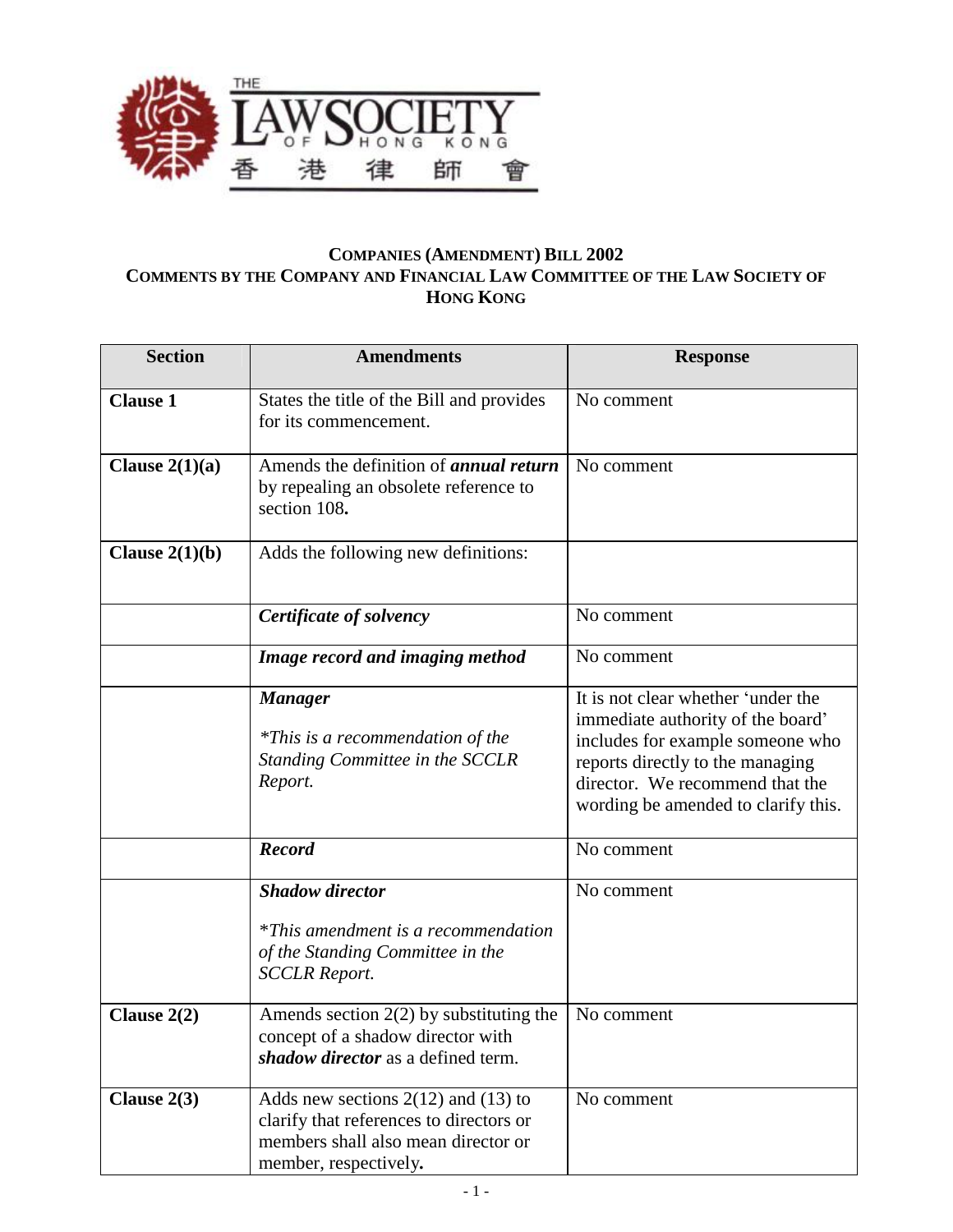# COMPANIES (AMENDMENT) BILL 2002
## COMMENTS BY THE COMPANY AND FINANCIAL LAW COMMITTEE OF THE LAW SOCIETY OF HONG KONG

| Section | Amendments | Response |
|---|---|---|
| **Clause 1** | States the title of the Bill and provides for its commencement. | No comment |
| **Clause 2(1)(a)** | Amends the definition of ***annual return*** by repealing an obsolete reference to section 108**.** | No comment |
| **Clause 2(1)(b)** | Adds the following new definitions: | |
| | ***Certificate of solvency*** | No comment |
| | ***Image record and imaging method*** | No comment |
| | ***Manager***<br><br>**This is a recommendation of the Standing Committee in the SCCLR Report.* | It is not clear whether 'under the immediate authority of the board' includes for example someone who reports directly to the managing director. We recommend that the wording be amended to clarify this. |
| | ***Record*** | No comment |
| | ***Shadow director***<br><br>**This amendment is a recommendation of the Standing Committee in the SCCLR Report.* | No comment |
| **Clause 2(2)** | Amends section 2(2) by substituting the concept of a shadow director with ***shadow director*** as a defined term. | No comment |
| **Clause 2(3)** | Adds new sections 2(12) and (13) to clarify that references to directors or members shall also mean director or member, respectively**.** | No comment |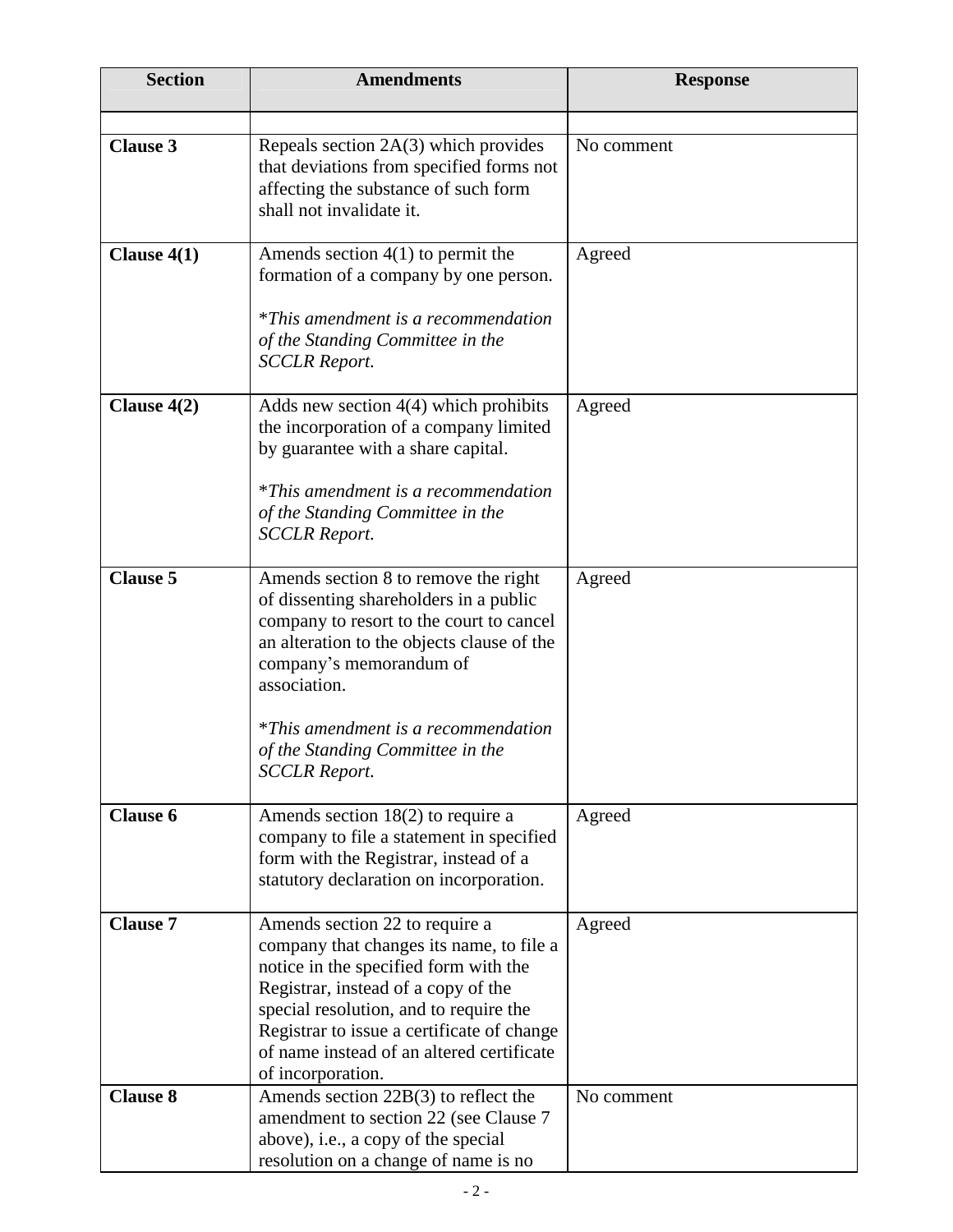| Section | Amendments | Response |
|---|---|---|
| | | |
| **Clause 3** | Repeals section 2A(3) which provides that deviations from specified forms not affecting the substance of such form shall not invalidate it. | No comment |
| **Clause 4(1)** | Amends section 4(1) to permit the formation of a company by one person.<br><br>**This amendment is a recommendation of the Standing Committee in the SCCLR Report.* | Agreed |
| **Clause 4(2)** | Adds new section 4(4) which prohibits the incorporation of a company limited by guarantee with a share capital.<br><br>**This amendment is a recommendation of the Standing Committee in the SCCLR Report.* | Agreed |
| **Clause 5** | Amends section 8 to remove the right of dissenting shareholders in a public company to resort to the court to cancel an alteration to the objects clause of the company's memorandum of association.<br><br>**This amendment is a recommendation of the Standing Committee in the SCCLR Report.* | Agreed |
| **Clause 6** | Amends section 18(2) to require a company to file a statement in specified form with the Registrar, instead of a statutory declaration on incorporation. | Agreed |
| **Clause 7** | Amends section 22 to require a company that changes its name, to file a notice in the specified form with the Registrar, instead of a copy of the special resolution, and to require the Registrar to issue a certificate of change of name instead of an altered certificate of incorporation. | Agreed |
| **Clause 8** | Amends section 22B(3) to reflect the amendment to section 22 (see Clause 7 above), i.e., a copy of the special resolution on a change of name is no | No comment |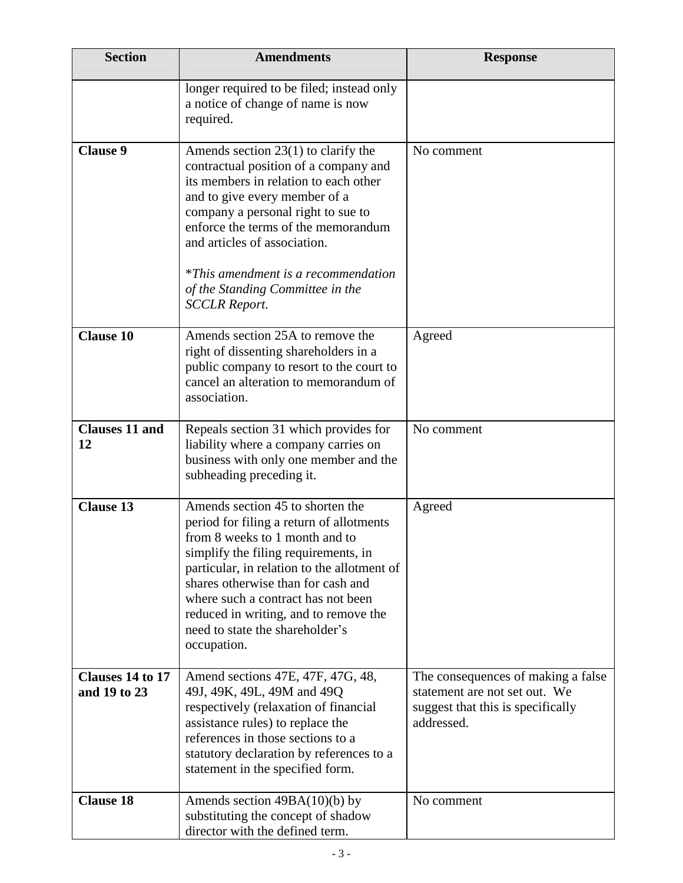| Section | Amendments | Response |
|---|---|---|
| | longer required to be filed; instead only a notice of change of name is now required. | |
| **Clause 9** | Amends section 23(1) to clarify the contractual position of a company and its members in relation to each other and to give every member of a company a personal right to sue to enforce the terms of the memorandum and articles of association.<br><br>*\*This amendment is a recommendation of the Standing Committee in the SCCLR Report.* | No comment |
| **Clause 10** | Amends section 25A to remove the right of dissenting shareholders in a public company to resort to the court to cancel an alteration to memorandum of association. | Agreed |
| **Clauses 11 and 12** | Repeals section 31 which provides for liability where a company carries on business with only one member and the subheading preceding it. | No comment |
| **Clause 13** | Amends section 45 to shorten the period for filing a return of allotments from 8 weeks to 1 month and to simplify the filing requirements, in particular, in relation to the allotment of shares otherwise than for cash and where such a contract has not been reduced in writing, and to remove the need to state the shareholder's occupation. | Agreed |
| **Clauses 14 to 17 and 19 to 23** | Amend sections 47E, 47F, 47G, 48, 49J, 49K, 49L, 49M and 49Q respectively (relaxation of financial assistance rules) to replace the references in those sections to a statutory declaration by references to a statement in the specified form. | The consequences of making a false statement are not set out. We suggest that this is specifically addressed. |
| **Clause 18** | Amends section 49BA(10)(b) by substituting the concept of shadow director with the defined term. | No comment |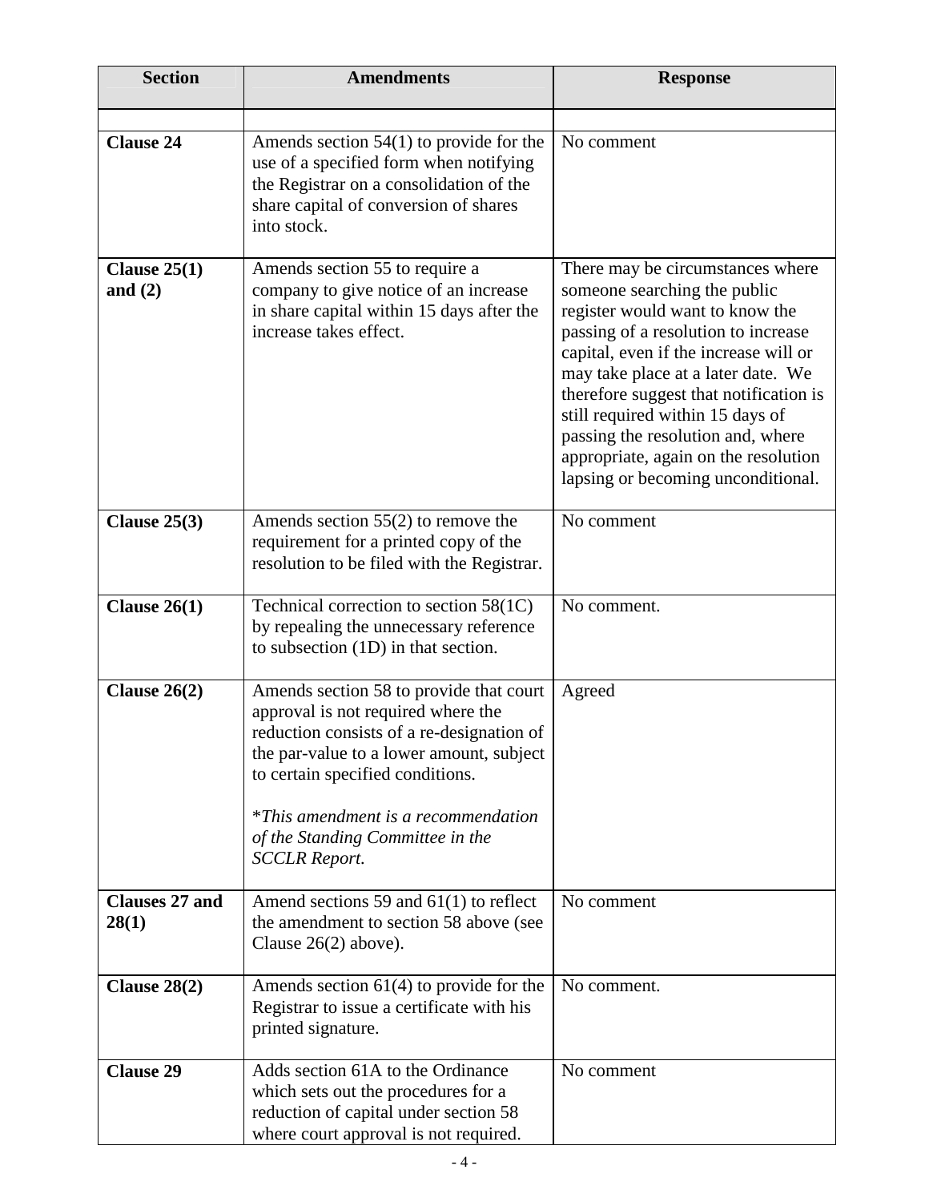| Section | Amendments | Response |
|---|---|---|
| | | |
| **Clause 24** | Amends section 54(1) to provide for the use of a specified form when notifying the Registrar on a consolidation of the share capital of conversion of shares into stock. | No comment |
| **Clause 25(1) and (2)** | Amends section 55 to require a company to give notice of an increase in share capital within 15 days after the increase takes effect. | There may be circumstances where someone searching the public register would want to know the passing of a resolution to increase capital, even if the increase will or may take place at a later date. We therefore suggest that notification is still required within 15 days of passing the resolution and, where appropriate, again on the resolution lapsing or becoming unconditional. |
| **Clause 25(3)** | Amends section 55(2) to remove the requirement for a printed copy of the resolution to be filed with the Registrar. | No comment |
| **Clause 26(1)** | Technical correction to section 58(1C) by repealing the unnecessary reference to subsection (1D) in that section. | No comment. |
| **Clause 26(2)** | Amends section 58 to provide that court approval is not required where the reduction consists of a re-designation of the par-value to a lower amount, subject to certain specified conditions.<br><br>**This amendment is a recommendation of the Standing Committee in the SCCLR Report.* | Agreed |
| **Clauses 27 and 28(1)** | Amend sections 59 and 61(1) to reflect the amendment to section 58 above (see Clause 26(2) above). | No comment |
| **Clause 28(2)** | Amends section 61(4) to provide for the Registrar to issue a certificate with his printed signature. | No comment. |
| **Clause 29** | Adds section 61A to the Ordinance which sets out the procedures for a reduction of capital under section 58 where court approval is not required. | No comment |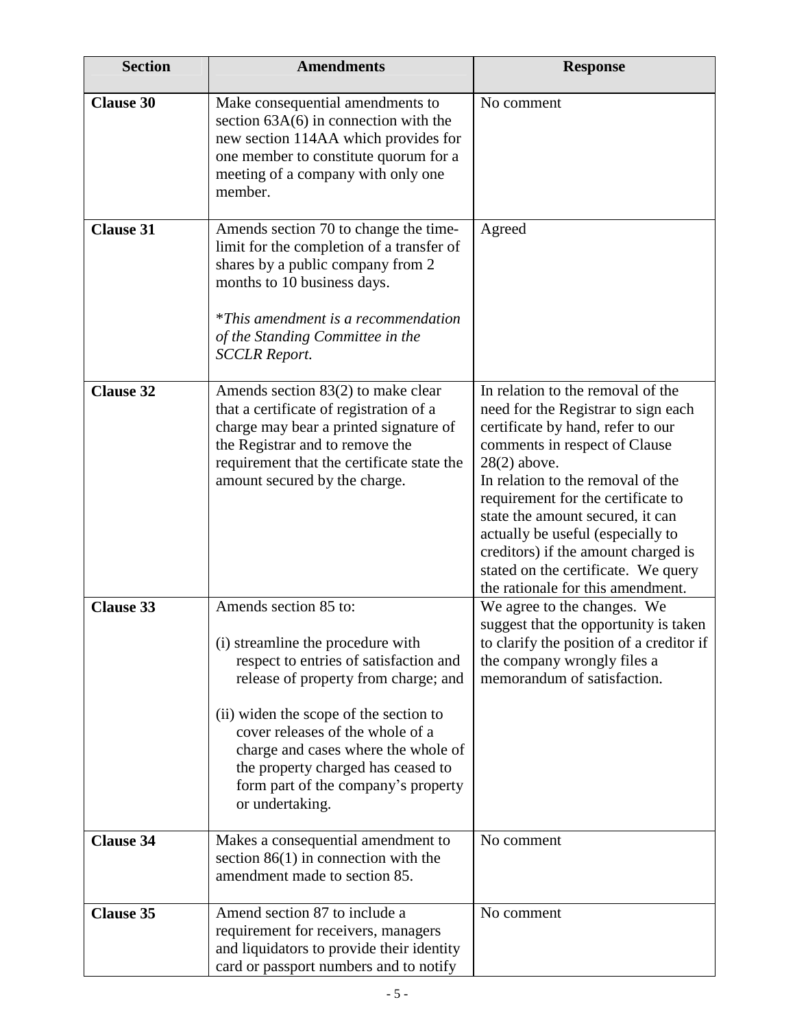| Section | Amendments | Response |
|---|---|---|
| **Clause 30** | Make consequential amendments to section 63A(6) in connection with the new section 114AA which provides for one member to constitute quorum for a meeting of a company with only one member. | No comment |
| **Clause 31** | Amends section 70 to change the time-limit for the completion of a transfer of shares by a public company from 2 months to 10 business days.<br><br>**This amendment is a recommendation of the Standing Committee in the SCCLR Report.* | Agreed |
| **Clause 32** | Amends section 83(2) to make clear that a certificate of registration of a charge may bear a printed signature of the Registrar and to remove the requirement that the certificate state the amount secured by the charge. | In relation to the removal of the need for the Registrar to sign each certificate by hand, refer to our comments in respect of Clause 28(2) above.<br>In relation to the removal of the requirement for the certificate to state the amount secured, it can actually be useful (especially to creditors) if the amount charged is stated on the certificate. We query the rationale for this amendment. |
| **Clause 33** | Amends section 85 to:<br><br>(i) streamline the procedure with respect to entries of satisfaction and release of property from charge; and<br><br>(ii) widen the scope of the section to cover releases of the whole of a charge and cases where the whole of the property charged has ceased to form part of the company's property or undertaking. | We agree to the changes. We suggest that the opportunity is taken to clarify the position of a creditor if the company wrongly files a memorandum of satisfaction. |
| **Clause 34** | Makes a consequential amendment to section 86(1) in connection with the amendment made to section 85. | No comment |
| **Clause 35** | Amend section 87 to include a requirement for receivers, managers and liquidators to provide their identity card or passport numbers and to notify | No comment |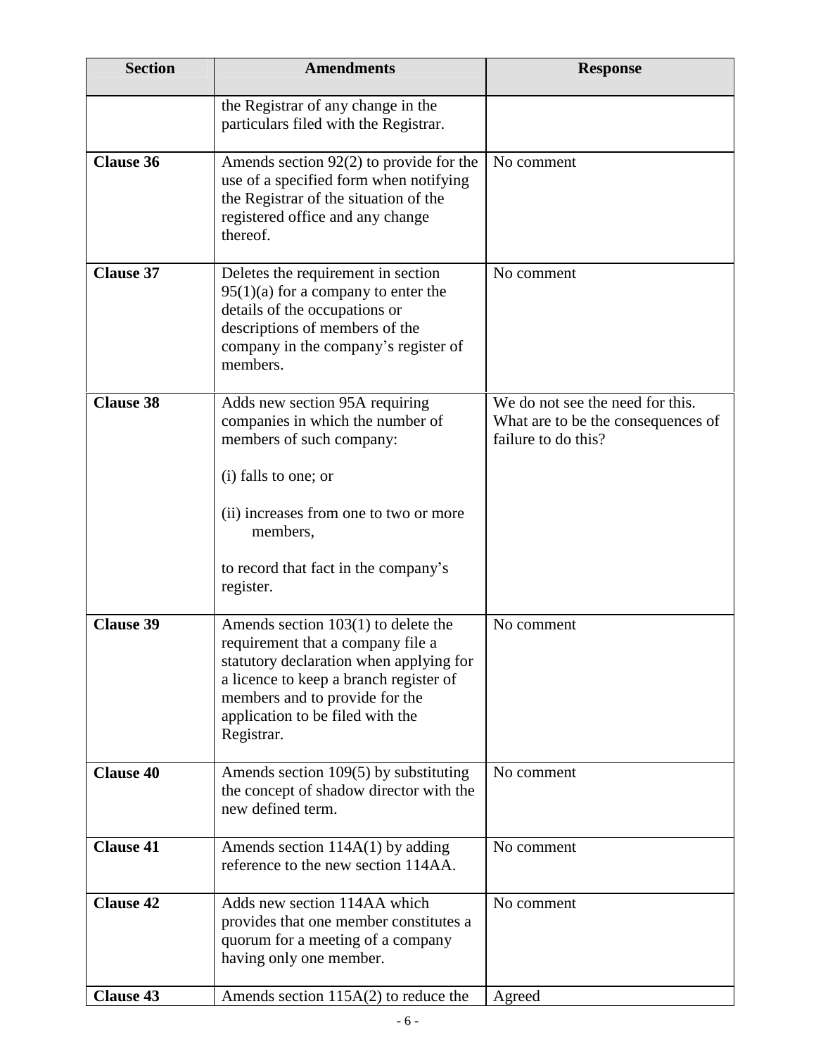| Section | Amendments | Response |
|---|---|---|
| | the Registrar of any change in the particulars filed with the Registrar. | |
| **Clause 36** | Amends section 92(2) to provide for the use of a specified form when notifying the Registrar of the situation of the registered office and any change thereof. | No comment |
| **Clause 37** | Deletes the requirement in section 95(1)(a) for a company to enter the details of the occupations or descriptions of members of the company in the company's register of members. | No comment |
| **Clause 38** | Adds new section 95A requiring companies in which the number of members of such company:<br><br>(i) falls to one; or<br><br>(ii) increases from one to two or more members,<br><br>to record that fact in the company's register. | We do not see the need for this. What are to be the consequences of failure to do this? |
| **Clause 39** | Amends section 103(1) to delete the requirement that a company file a statutory declaration when applying for a licence to keep a branch register of members and to provide for the application to be filed with the Registrar. | No comment |
| **Clause 40** | Amends section 109(5) by substituting the concept of shadow director with the new defined term. | No comment |
| **Clause 41** | Amends section 114A(1) by adding reference to the new section 114AA. | No comment |
| **Clause 42** | Adds new section 114AA which provides that one member constitutes a quorum for a meeting of a company having only one member. | No comment |
| **Clause 43** | Amends section 115A(2) to reduce the | Agreed |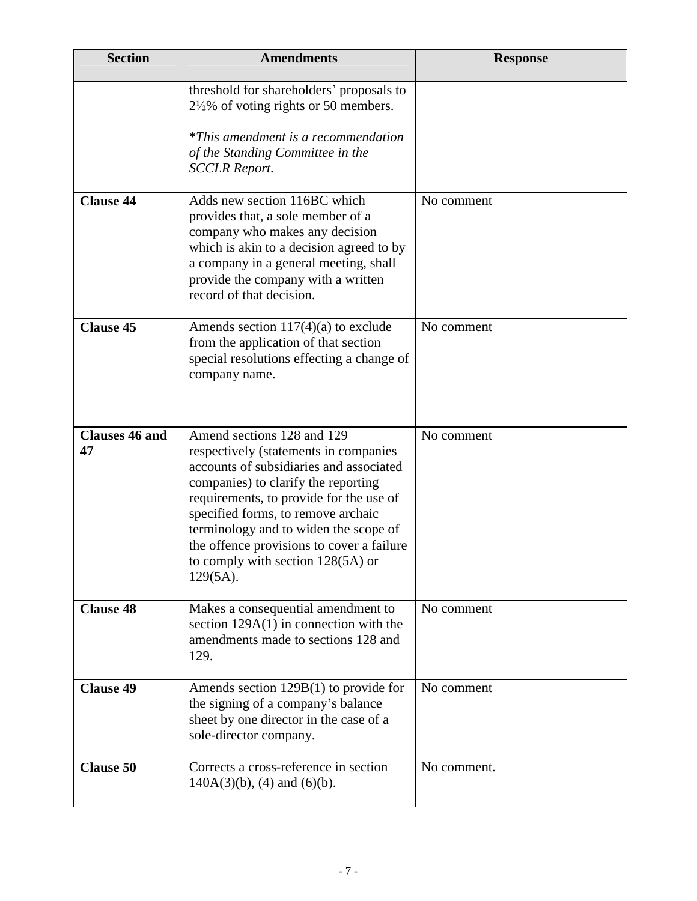| Section | Amendments | Response |
|---|---|---|
| | threshold for shareholders' proposals to 2½% of voting rights or 50 members.<br><br>**This amendment is a recommendation of the Standing Committee in the SCCLR Report.* | |
| **Clause 44** | Adds new section 116BC which provides that, a sole member of a company who makes any decision which is akin to a decision agreed to by a company in a general meeting, shall provide the company with a written record of that decision. | No comment |
| **Clause 45** | Amends section 117(4)(a) to exclude from the application of that section special resolutions effecting a change of company name. | No comment |
| **Clauses 46 and 47** | Amend sections 128 and 129 respectively (statements in companies accounts of subsidiaries and associated companies) to clarify the reporting requirements, to provide for the use of specified forms, to remove archaic terminology and to widen the scope of the offence provisions to cover a failure to comply with section 128(5A) or 129(5A). | No comment |
| **Clause 48** | Makes a consequential amendment to section 129A(1) in connection with the amendments made to sections 128 and 129. | No comment |
| **Clause 49** | Amends section 129B(1) to provide for the signing of a company's balance sheet by one director in the case of a sole-director company. | No comment |
| **Clause 50** | Corrects a cross-reference in section 140A(3)(b), (4) and (6)(b). | No comment. |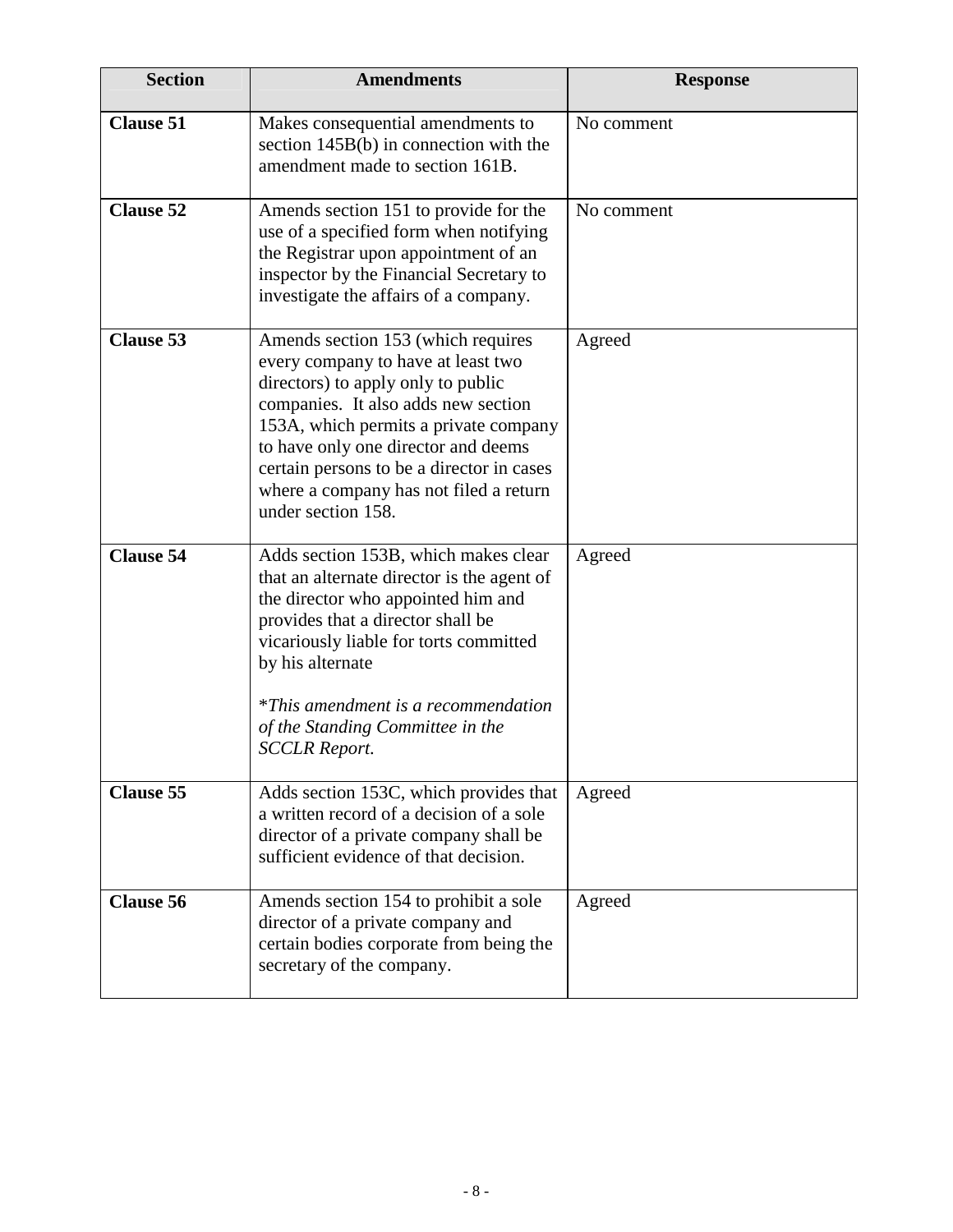| Section | Amendments | Response |
|---|---|---|
| **Clause 51** | Makes consequential amendments to section 145B(b) in connection with the amendment made to section 161B. | No comment |
| **Clause 52** | Amends section 151 to provide for the use of a specified form when notifying the Registrar upon appointment of an inspector by the Financial Secretary to investigate the affairs of a company. | No comment |
| **Clause 53** | Amends section 153 (which requires every company to have at least two directors) to apply only to public companies. It also adds new section 153A, which permits a private company to have only one director and deems certain persons to be a director in cases where a company has not filed a return under section 158. | Agreed |
| **Clause 54** | Adds section 153B, which makes clear that an alternate director is the agent of the director who appointed him and provides that a director shall be vicariously liable for torts committed by his alternate<br><br>\**This amendment is a recommendation of the Standing Committee in the SCCLR Report.* | Agreed |
| **Clause 55** | Adds section 153C, which provides that a written record of a decision of a sole director of a private company shall be sufficient evidence of that decision. | Agreed |
| **Clause 56** | Amends section 154 to prohibit a sole director of a private company and certain bodies corporate from being the secretary of the company. | Agreed |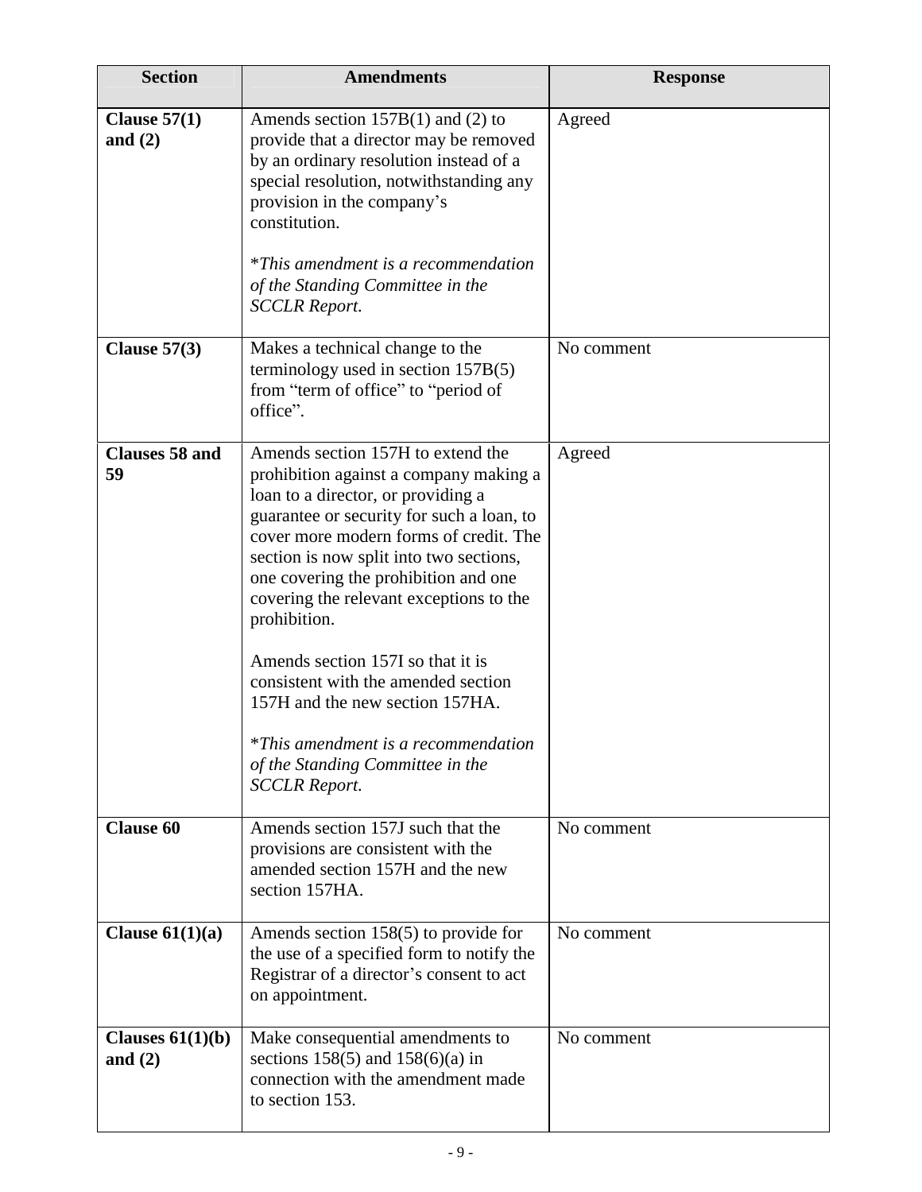| Section | Amendments | Response |
| --- | --- | --- |
| **Clause 57(1) and (2)** | Amends section 157B(1) and (2) to provide that a director may be removed by an ordinary resolution instead of a special resolution, notwithstanding any provision in the company's constitution.<br><br>*\*This amendment is a recommendation of the Standing Committee in the SCCLR Report.* | Agreed |
| **Clause 57(3)** | Makes a technical change to the terminology used in section 157B(5) from "term of office" to "period of office". | No comment |
| **Clauses 58 and 59** | Amends section 157H to extend the prohibition against a company making a loan to a director, or providing a guarantee or security for such a loan, to cover more modern forms of credit. The section is now split into two sections, one covering the prohibition and one covering the relevant exceptions to the prohibition.<br><br>Amends section 157I so that it is consistent with the amended section 157H and the new section 157HA.<br><br>*\*This amendment is a recommendation of the Standing Committee in the SCCLR Report.* | Agreed |
| **Clause 60** | Amends section 157J such that the provisions are consistent with the amended section 157H and the new section 157HA. | No comment |
| **Clause 61(1)(a)** | Amends section 158(5) to provide for the use of a specified form to notify the Registrar of a director's consent to act on appointment. | No comment |
| **Clauses 61(1)(b) and (2)** | Make consequential amendments to sections 158(5) and 158(6)(a) in connection with the amendment made to section 153. | No comment |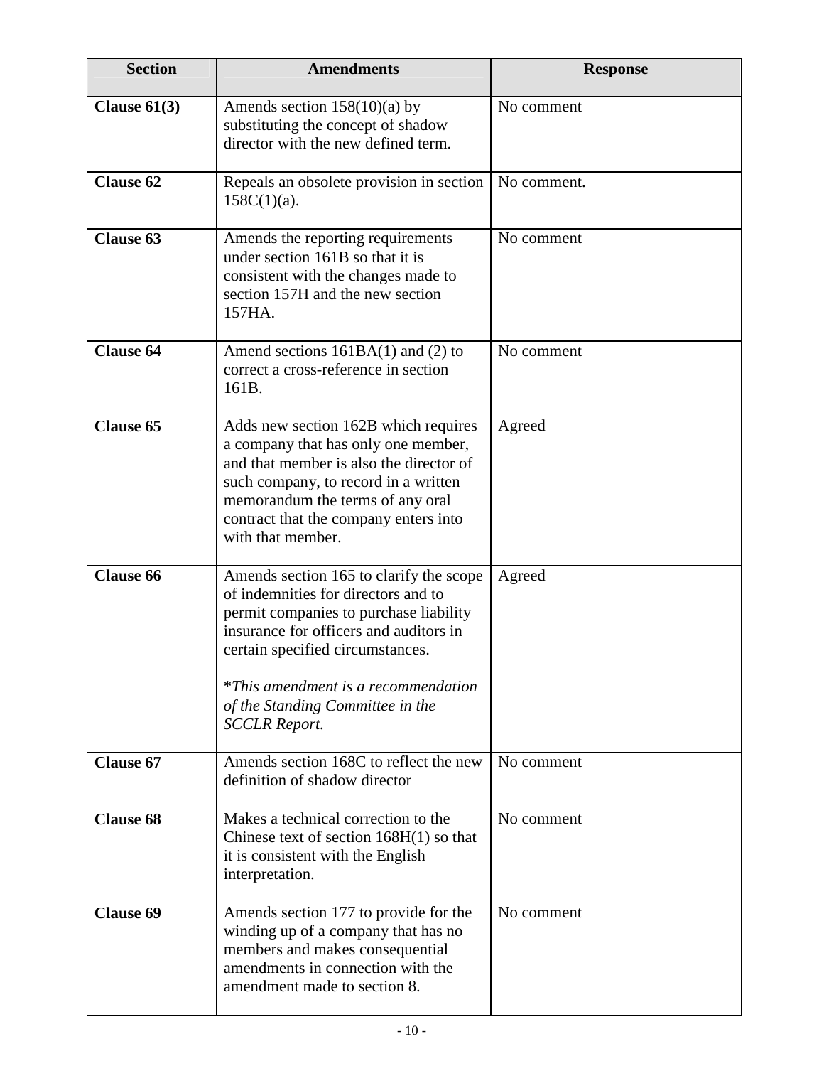| Section | Amendments | Response |
|---|---|---|
| **Clause 61(3)** | Amends section 158(10)(a) by substituting the concept of shadow director with the new defined term. | No comment |
| **Clause 62** | Repeals an obsolete provision in section 158C(1)(a). | No comment. |
| **Clause 63** | Amends the reporting requirements under section 161B so that it is consistent with the changes made to section 157H and the new section 157HA. | No comment |
| **Clause 64** | Amend sections 161BA(1) and (2) to correct a cross-reference in section 161B. | No comment |
| **Clause 65** | Adds new section 162B which requires a company that has only one member, and that member is also the director of such company, to record in a written memorandum the terms of any oral contract that the company enters into with that member. | Agreed |
| **Clause 66** | Amends section 165 to clarify the scope of indemnities for directors and to permit companies to purchase liability insurance for officers and auditors in certain specified circumstances.<br><br>*\*This amendment is a recommendation of the Standing Committee in the SCCLR Report.* | Agreed |
| **Clause 67** | Amends section 168C to reflect the new definition of shadow director | No comment |
| **Clause 68** | Makes a technical correction to the Chinese text of section 168H(1) so that it is consistent with the English interpretation. | No comment |
| **Clause 69** | Amends section 177 to provide for the winding up of a company that has no members and makes consequential amendments in connection with the amendment made to section 8. | No comment |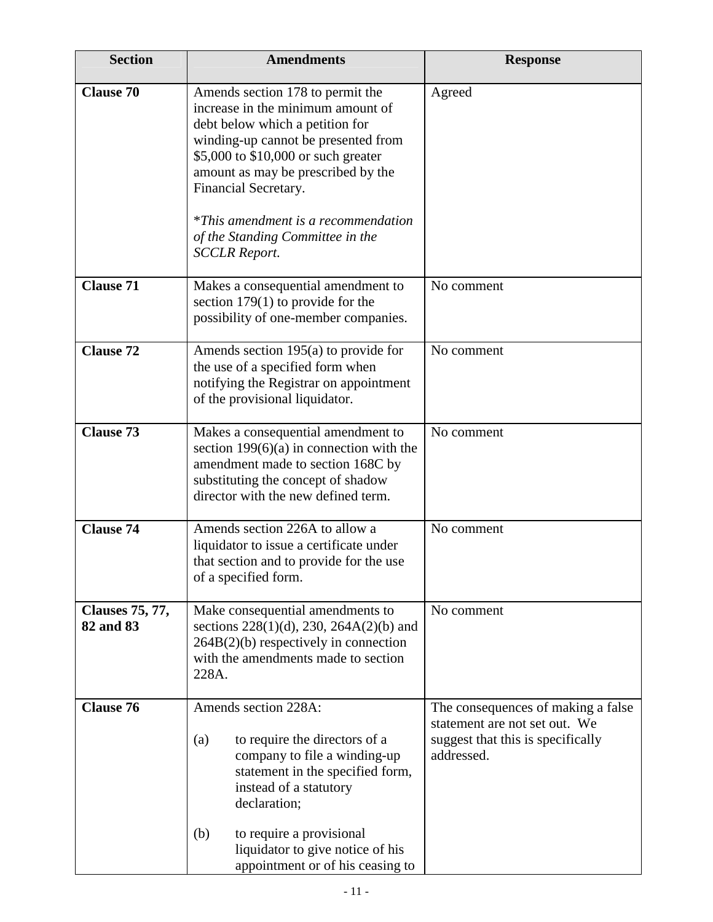| Section | Amendments | Response |
|---|---|---|
| **Clause 70** | Amends section 178 to permit the increase in the minimum amount of debt below which a petition for winding-up cannot be presented from $5,000 to $10,000 or such greater amount as may be prescribed by the Financial Secretary.<br><br>\**This amendment is a recommendation of the Standing Committee in the SCCLR Report.* | Agreed |
| **Clause 71** | Makes a consequential amendment to section 179(1) to provide for the possibility of one-member companies. | No comment |
| **Clause 72** | Amends section 195(a) to provide for the use of a specified form when notifying the Registrar on appointment of the provisional liquidator. | No comment |
| **Clause 73** | Makes a consequential amendment to section 199(6)(a) in connection with the amendment made to section 168C by substituting the concept of shadow director with the new defined term. | No comment |
| **Clause 74** | Amends section 226A to allow a liquidator to issue a certificate under that section and to provide for the use of a specified form. | No comment |
| **Clauses 75, 77, 82 and 83** | Make consequential amendments to sections 228(1)(d), 230, 264A(2)(b) and 264B(2)(b) respectively in connection with the amendments made to section 228A. | No comment |
| **Clause 76** | Amends section 228A:<br><br>(a) to require the directors of a company to file a winding-up statement in the specified form, instead of a statutory declaration;<br><br>(b) to require a provisional liquidator to give notice of his appointment or of his ceasing to | The consequences of making a false statement are not set out. We suggest that this is specifically addressed. |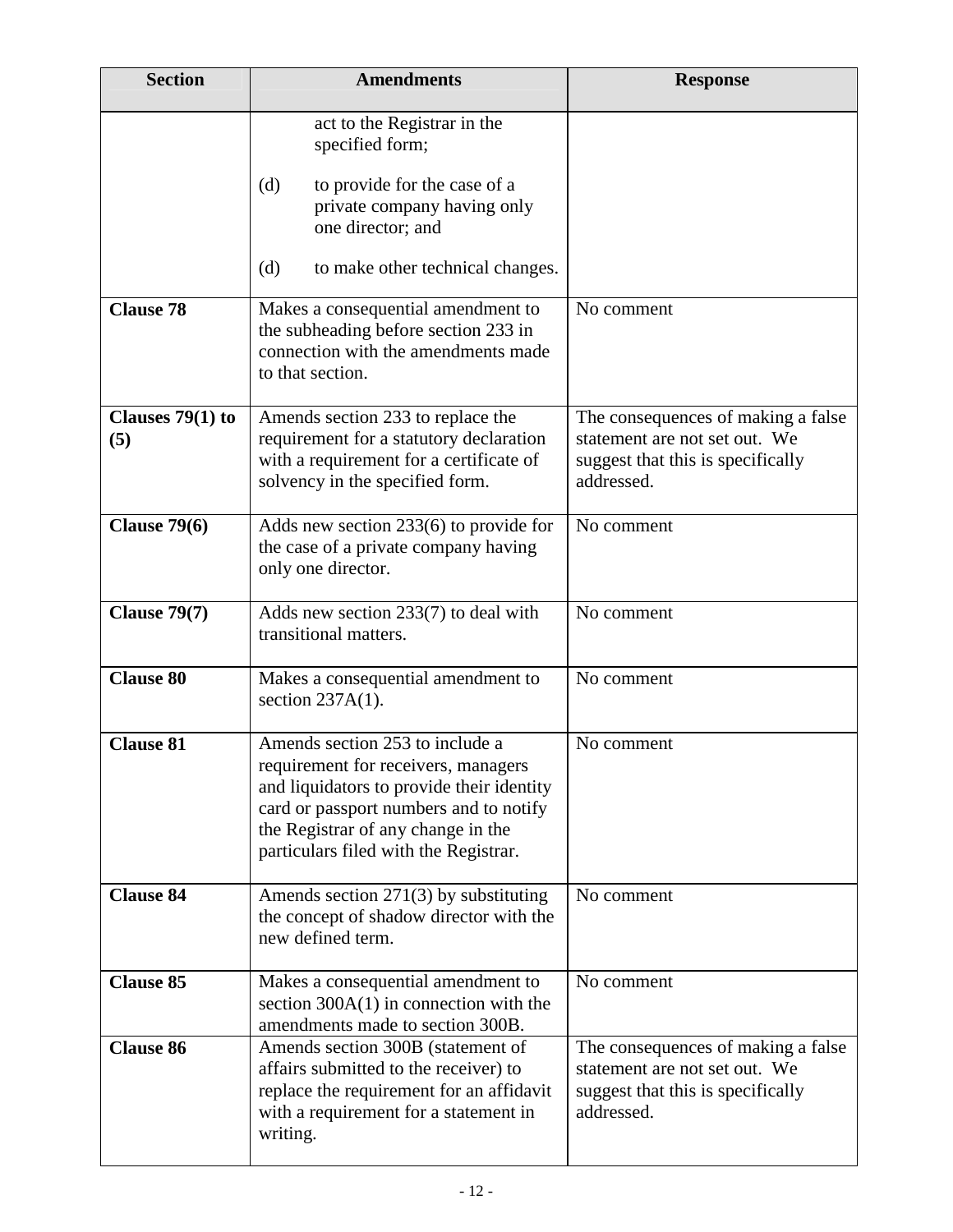| Section | Amendments | Response |
| --- | --- | --- |
| | act to the Registrar in the specified form;<br><br>(d) to provide for the case of a private company having only one director; and<br><br>(d) to make other technical changes. | |
| **Clause 78** | Makes a consequential amendment to the subheading before section 233 in connection with the amendments made to that section. | No comment |
| **Clauses 79(1) to (5)** | Amends section 233 to replace the requirement for a statutory declaration with a requirement for a certificate of solvency in the specified form. | The consequences of making a false statement are not set out. We suggest that this is specifically addressed. |
| **Clause 79(6)** | Adds new section 233(6) to provide for the case of a private company having only one director. | No comment |
| **Clause 79(7)** | Adds new section 233(7) to deal with transitional matters. | No comment |
| **Clause 80** | Makes a consequential amendment to section 237A(1). | No comment |
| **Clause 81** | Amends section 253 to include a requirement for receivers, managers and liquidators to provide their identity card or passport numbers and to notify the Registrar of any change in the particulars filed with the Registrar. | No comment |
| **Clause 84** | Amends section 271(3) by substituting the concept of shadow director with the new defined term. | No comment |
| **Clause 85** | Makes a consequential amendment to section 300A(1) in connection with the amendments made to section 300B. | No comment |
| **Clause 86** | Amends section 300B (statement of affairs submitted to the receiver) to replace the requirement for an affidavit with a requirement for a statement in writing. | The consequences of making a false statement are not set out. We suggest that this is specifically addressed. |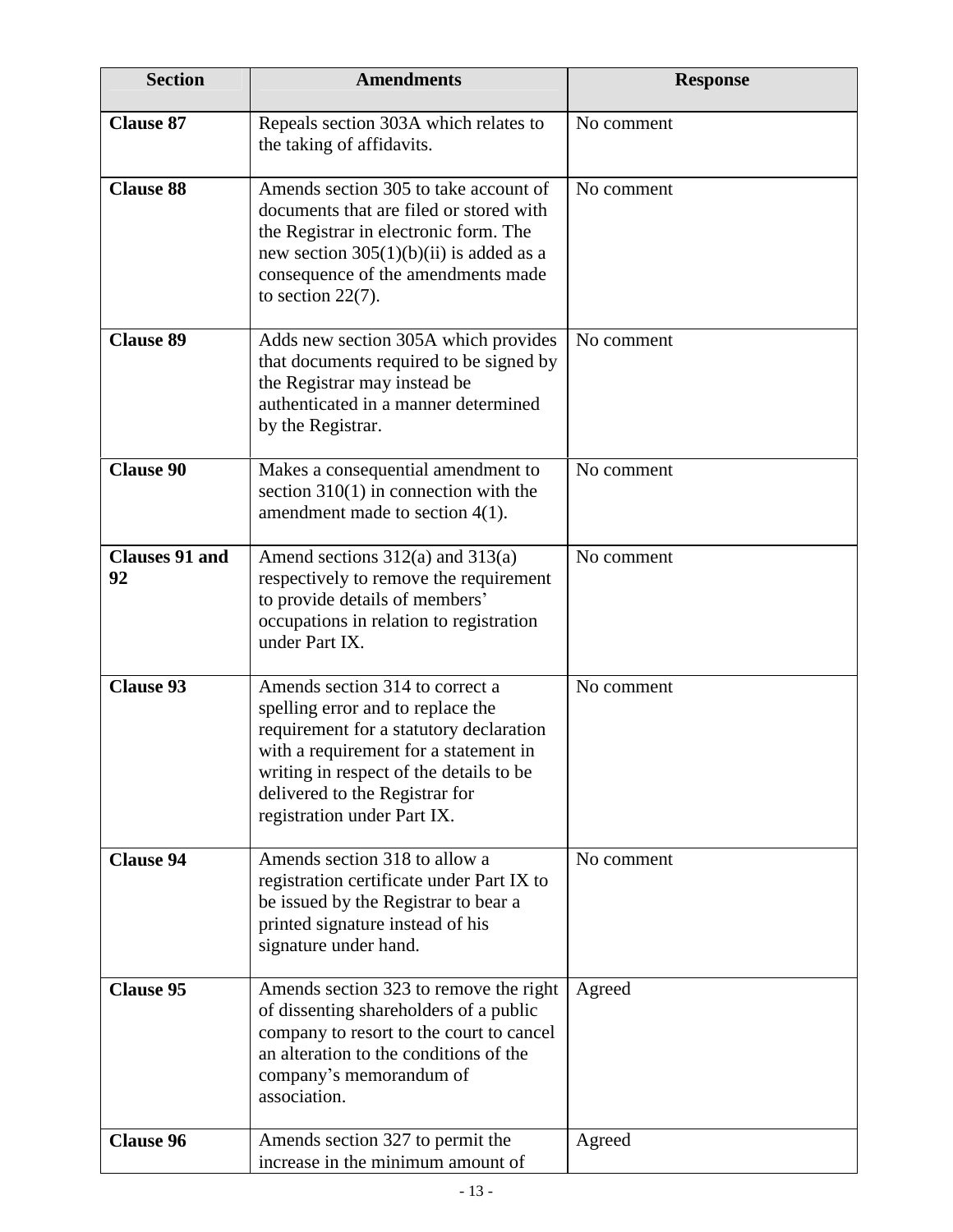| Section | Amendments | Response |
|---|---|---|
| **Clause 87** | Repeals section 303A which relates to the taking of affidavits. | No comment |
| **Clause 88** | Amends section 305 to take account of documents that are filed or stored with the Registrar in electronic form. The new section 305(1)(b)(ii) is added as a consequence of the amendments made to section 22(7). | No comment |
| **Clause 89** | Adds new section 305A which provides that documents required to be signed by the Registrar may instead be authenticated in a manner determined by the Registrar. | No comment |
| **Clause 90** | Makes a consequential amendment to section 310(1) in connection with the amendment made to section 4(1). | No comment |
| **Clauses 91 and 92** | Amend sections 312(a) and 313(a) respectively to remove the requirement to provide details of members' occupations in relation to registration under Part IX. | No comment |
| **Clause 93** | Amends section 314 to correct a spelling error and to replace the requirement for a statutory declaration with a requirement for a statement in writing in respect of the details to be delivered to the Registrar for registration under Part IX. | No comment |
| **Clause 94** | Amends section 318 to allow a registration certificate under Part IX to be issued by the Registrar to bear a printed signature instead of his signature under hand. | No comment |
| **Clause 95** | Amends section 323 to remove the right of dissenting shareholders of a public company to resort to the court to cancel an alteration to the conditions of the company's memorandum of association. | Agreed |
| **Clause 96** | Amends section 327 to permit the increase in the minimum amount of | Agreed |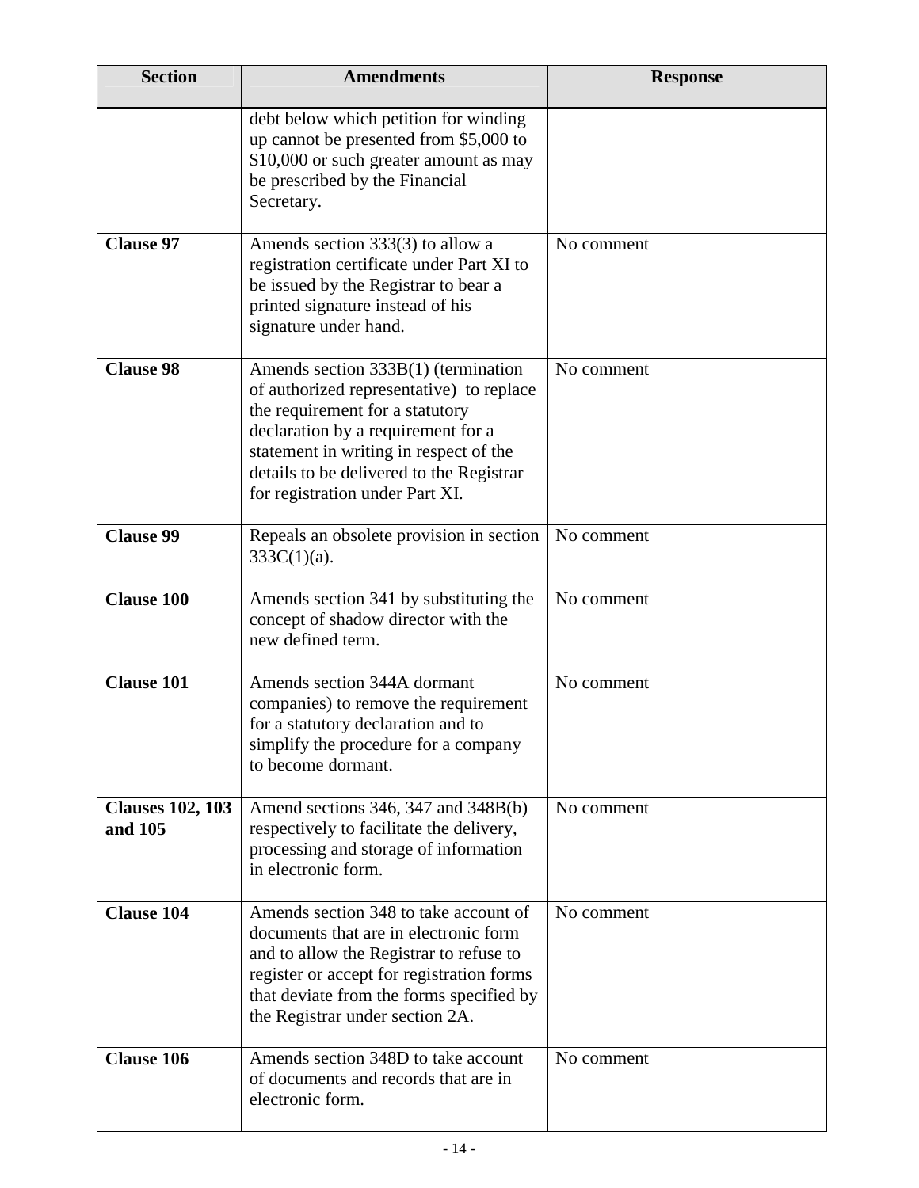| Section | Amendments | Response |
| --- | --- | --- |
| | debt below which petition for winding up cannot be presented from $5,000 to $10,000 or such greater amount as may be prescribed by the Financial Secretary. | |
| **Clause 97** | Amends section 333(3) to allow a registration certificate under Part XI to be issued by the Registrar to bear a printed signature instead of his signature under hand. | No comment |
| **Clause 98** | Amends section 333B(1) (termination of authorized representative) to replace the requirement for a statutory declaration by a requirement for a statement in writing in respect of the details to be delivered to the Registrar for registration under Part XI. | No comment |
| **Clause 99** | Repeals an obsolete provision in section 333C(1)(a). | No comment |
| **Clause 100** | Amends section 341 by substituting the concept of shadow director with the new defined term. | No comment |
| **Clause 101** | Amends section 344A dormant companies) to remove the requirement for a statutory declaration and to simplify the procedure for a company to become dormant. | No comment |
| **Clauses 102, 103 and 105** | Amend sections 346, 347 and 348B(b) respectively to facilitate the delivery, processing and storage of information in electronic form. | No comment |
| **Clause 104** | Amends section 348 to take account of documents that are in electronic form and to allow the Registrar to refuse to register or accept for registration forms that deviate from the forms specified by the Registrar under section 2A. | No comment |
| **Clause 106** | Amends section 348D to take account of documents and records that are in electronic form. | No comment |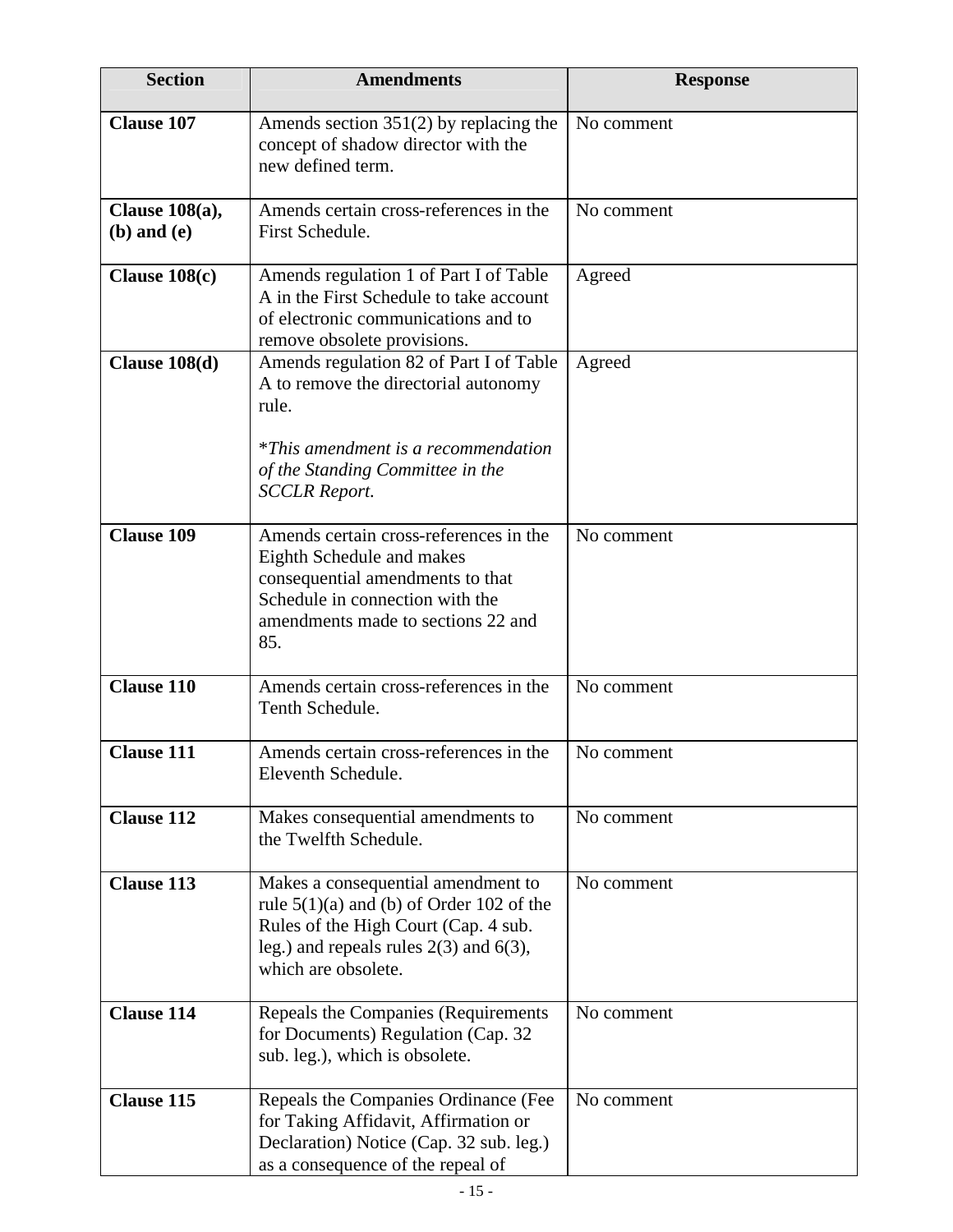| Section | Amendments | Response |
|---|---|---|
| **Clause 107** | Amends section 351(2) by replacing the concept of shadow director with the new defined term. | No comment |
| **Clause 108(a), (b) and (e)** | Amends certain cross-references in the First Schedule. | No comment |
| **Clause 108(c)** | Amends regulation 1 of Part I of Table A in the First Schedule to take account of electronic communications and to remove obsolete provisions. | Agreed |
| **Clause 108(d)** | Amends regulation 82 of Part I of Table A to remove the directorial autonomy rule.<br><br>**This amendment is a recommendation of the Standing Committee in the SCCLR Report.* | Agreed |
| **Clause 109** | Amends certain cross-references in the Eighth Schedule and makes consequential amendments to that Schedule in connection with the amendments made to sections 22 and 85. | No comment |
| **Clause 110** | Amends certain cross-references in the Tenth Schedule. | No comment |
| **Clause 111** | Amends certain cross-references in the Eleventh Schedule. | No comment |
| **Clause 112** | Makes consequential amendments to the Twelfth Schedule. | No comment |
| **Clause 113** | Makes a consequential amendment to rule 5(1)(a) and (b) of Order 102 of the Rules of the High Court (Cap. 4 sub. leg.) and repeals rules 2(3) and 6(3), which are obsolete. | No comment |
| **Clause 114** | Repeals the Companies (Requirements for Documents) Regulation (Cap. 32 sub. leg.), which is obsolete. | No comment |
| **Clause 115** | Repeals the Companies Ordinance (Fee for Taking Affidavit, Affirmation or Declaration) Notice (Cap. 32 sub. leg.) as a consequence of the repeal of | No comment |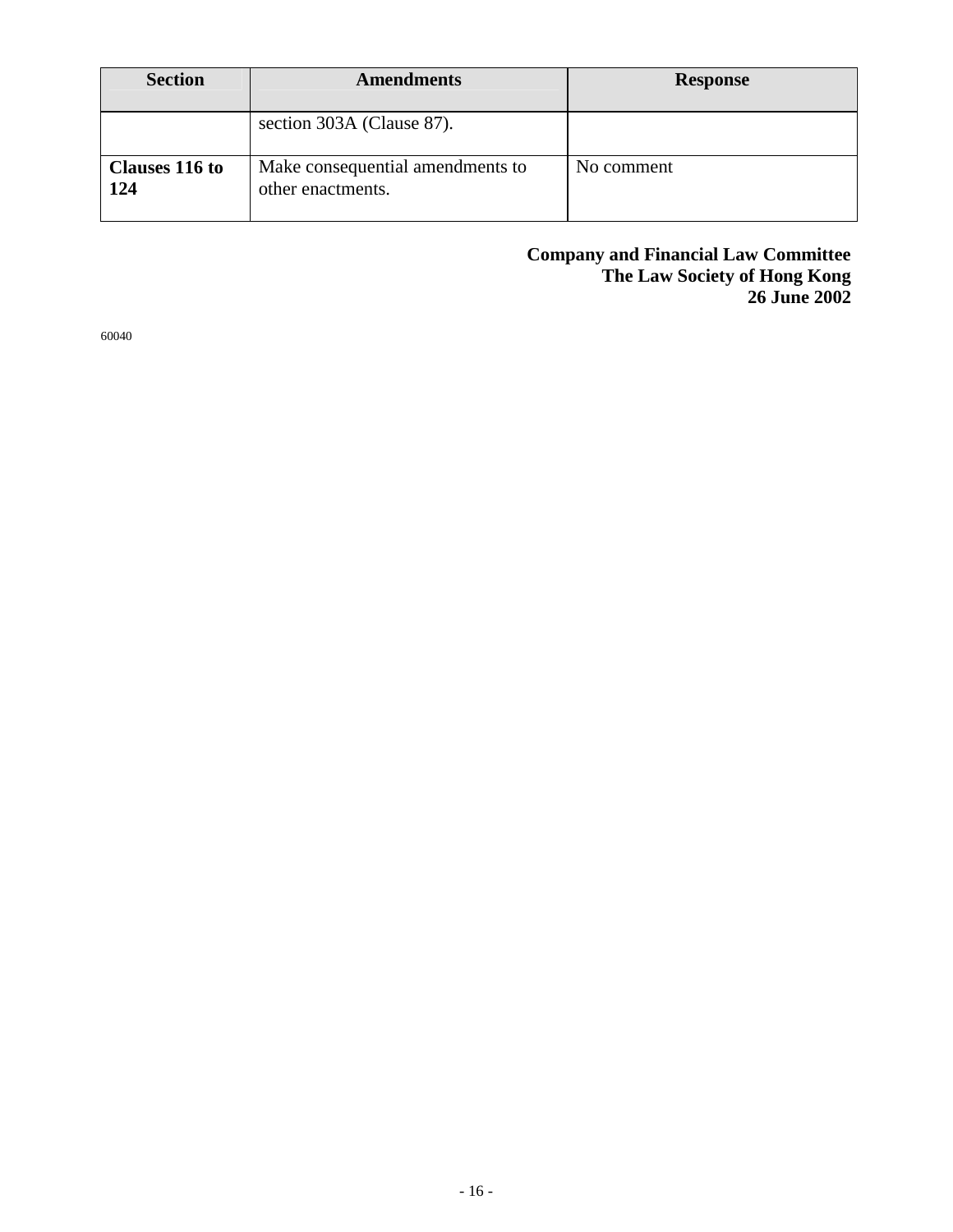| Section | Amendments | Response |
|---|---|---|
| | section 303A (Clause 87). | |
| **Clauses 116 to 124** | Make consequential amendments to other enactments. | No comment |

**Company and Financial Law Committee**
**The Law Society of Hong Kong**
**26 June 2002**

60040